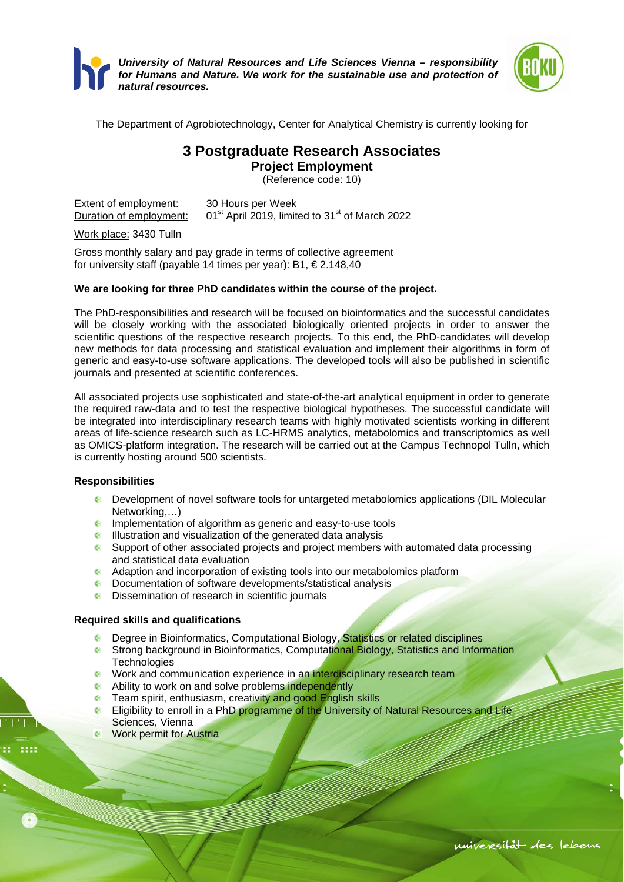*University of Natural Resources and Life Sciences Vienna – responsibility for Humans and Nature. We work for the sustainable use and protection of natural resources.*

The Department of Agrobiotechnology, Center for Analytical Chemistry is currently looking for

# 3 Postgraduate Research Associates

## Project Employment

(Reference code: 10)

Extent of employment: 30 Hours per Week
Duration of employment: 01st April 2019, limited to 31st of March 2022

Work place: 3430 Tulln

Gross monthly salary and pay grade in terms of collective agreement for university staff (payable 14 times per year): B1, € 2.148,40

**We are looking for three PhD candidates within the course of the project.**

The PhD-responsibilities and research will be focused on bioinformatics and the successful candidates will be closely working with the associated biologically oriented projects in order to answer the scientific questions of the respective research projects. To this end, the PhD-candidates will develop new methods for data processing and statistical evaluation and implement their algorithms in form of generic and easy-to-use software applications. The developed tools will also be published in scientific journals and presented at scientific conferences.

All associated projects use sophisticated and state-of-the-art analytical equipment in order to generate the required raw-data and to test the respective biological hypotheses. The successful candidate will be integrated into interdisciplinary research teams with highly motivated scientists working in different areas of life-science research such as LC-HRMS analytics, metabolomics and transcriptomics as well as OMICS-platform integration. The research will be carried out at the Campus Technopol Tulln, which is currently hosting around 500 scientists.

### Responsibilities

- Development of novel software tools for untargeted metabolomics applications (DIL Molecular Networking,…)
- Implementation of algorithm as generic and easy-to-use tools
- Illustration and visualization of the generated data analysis
- Support of other associated projects and project members with automated data processing and statistical data evaluation
- Adaption and incorporation of existing tools into our metabolomics platform
- Documentation of software developments/statistical analysis
- Dissemination of research in scientific journals

### Required skills and qualifications

- Degree in Bioinformatics, Computational Biology, Statistics or related disciplines
- Strong background in Bioinformatics, Computational Biology, Statistics and Information Technologies
- Work and communication experience in an interdisciplinary research team
- Ability to work on and solve problems independently
- Team spirit, enthusiasm, creativity and good English skills
- Eligibility to enroll in a PhD programme of the University of Natural Resources and Life Sciences, Vienna
- Work permit for Austria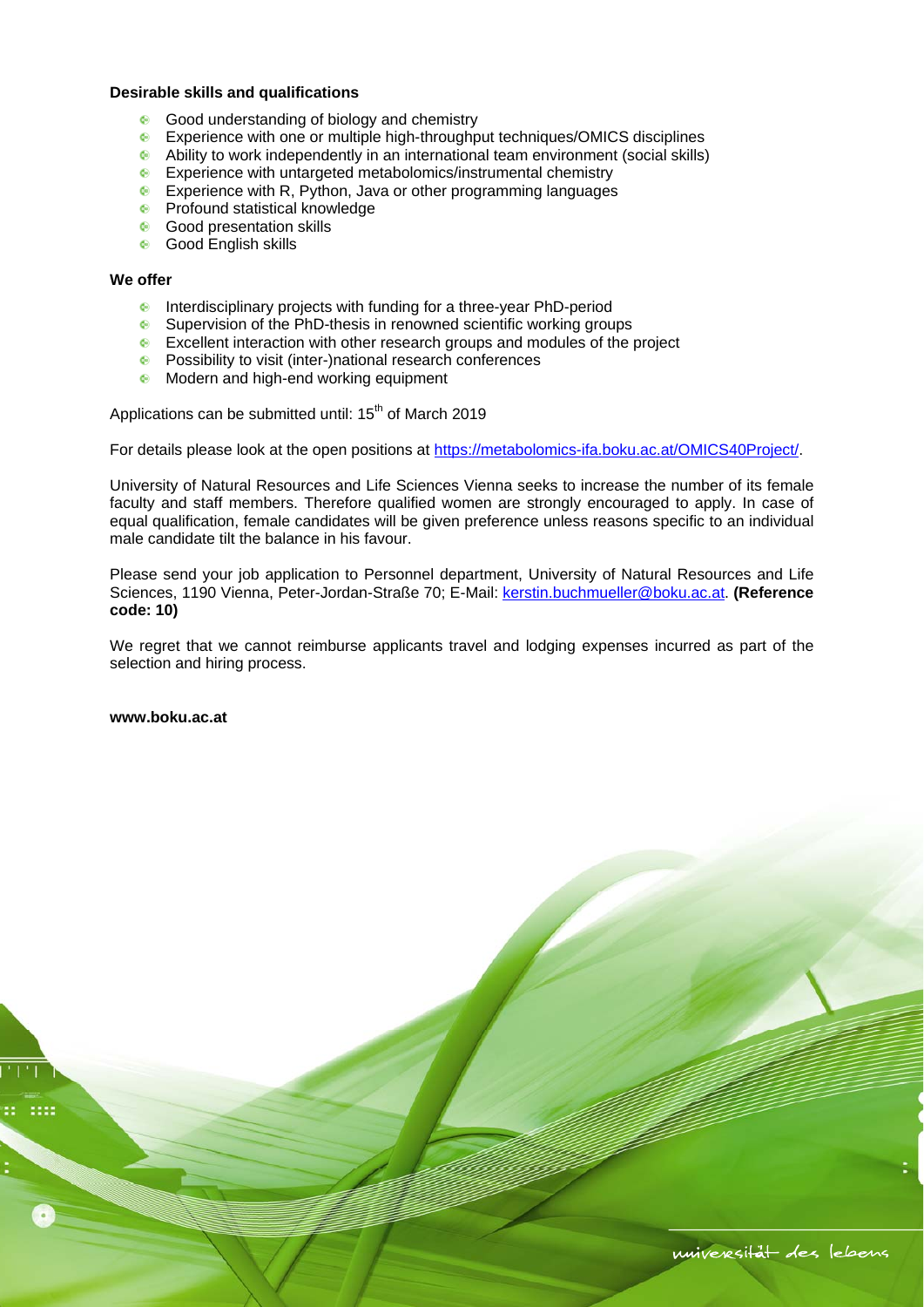**Desirable skills and qualifications**

- Good understanding of biology and chemistry
- Experience with one or multiple high-throughput techniques/OMICS disciplines
- Ability to work independently in an international team environment (social skills)
- Experience with untargeted metabolomics/instrumental chemistry
- Experience with R, Python, Java or other programming languages
- Profound statistical knowledge
- Good presentation skills
- Good English skills

**We offer**

- Interdisciplinary projects with funding for a three-year PhD-period
- Supervision of the PhD-thesis in renowned scientific working groups
- Excellent interaction with other research groups and modules of the project
- Possibility to visit (inter-)national research conferences
- Modern and high-end working equipment

Applications can be submitted until: 15th of March 2019

For details please look at the open positions at [https://metabolomics-ifa.boku.ac.at/OMICS40Project/](https://metabolomics-ifa.boku.ac.at/OMICS40Project/).

University of Natural Resources and Life Sciences Vienna seeks to increase the number of its female faculty and staff members. Therefore qualified women are strongly encouraged to apply. In case of equal qualification, female candidates will be given preference unless reasons specific to an individual male candidate tilt the balance in his favour.

Please send your job application to Personnel department, University of Natural Resources and Life Sciences, 1190 Vienna, Peter-Jordan-Straße 70; E-Mail: [kerstin.buchmueller@boku.ac.at](mailto:kerstin.buchmueller@boku.ac.at). **(Reference code: 10)**

We regret that we cannot reimburse applicants travel and lodging expenses incurred as part of the selection and hiring process.

**www.boku.ac.at**

universität des lebens